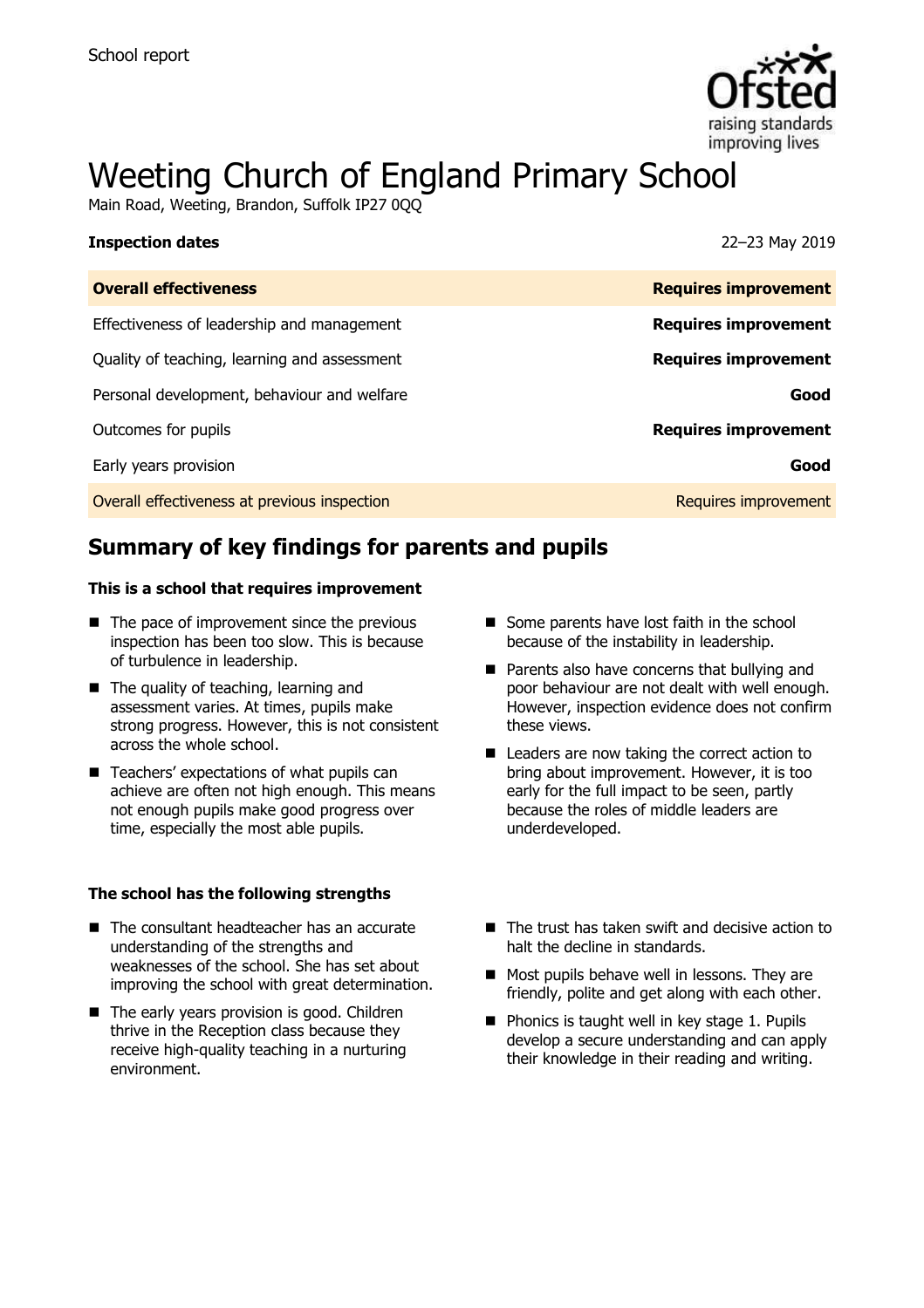School report

# Weeting Church of England Primary School

Main Road, Weeting, Brandon, Suffolk IP27 0QQ

| **Inspection dates** | 22–23 May 2019 |
| --- | --- |
| **Overall effectiveness** | **Requires improvement** |
| Effectiveness of leadership and management | **Requires improvement** |
| Quality of teaching, learning and assessment | **Requires improvement** |
| Personal development, behaviour and welfare | **Good** |
| Outcomes for pupils | **Requires improvement** |
| Early years provision | **Good** |
| Overall effectiveness at previous inspection | Requires improvement |

## Summary of key findings for parents and pupils

**This is a school that requires improvement**

- The pace of improvement since the previous inspection has been too slow. This is because of turbulence in leadership.
- The quality of teaching, learning and assessment varies. At times, pupils make strong progress. However, this is not consistent across the whole school.
- Teachers' expectations of what pupils can achieve are often not high enough. This means not enough pupils make good progress over time, especially the most able pupils.
- Some parents have lost faith in the school because of the instability in leadership.
- Parents also have concerns that bullying and poor behaviour are not dealt with well enough. However, inspection evidence does not confirm these views.
- Leaders are now taking the correct action to bring about improvement. However, it is too early for the full impact to be seen, partly because the roles of middle leaders are underdeveloped.

**The school has the following strengths**

- The consultant headteacher has an accurate understanding of the strengths and weaknesses of the school. She has set about improving the school with great determination.
- The early years provision is good. Children thrive in the Reception class because they receive high-quality teaching in a nurturing environment.
- The trust has taken swift and decisive action to halt the decline in standards.
- Most pupils behave well in lessons. They are friendly, polite and get along with each other.
- Phonics is taught well in key stage 1. Pupils develop a secure understanding and can apply their knowledge in their reading and writing.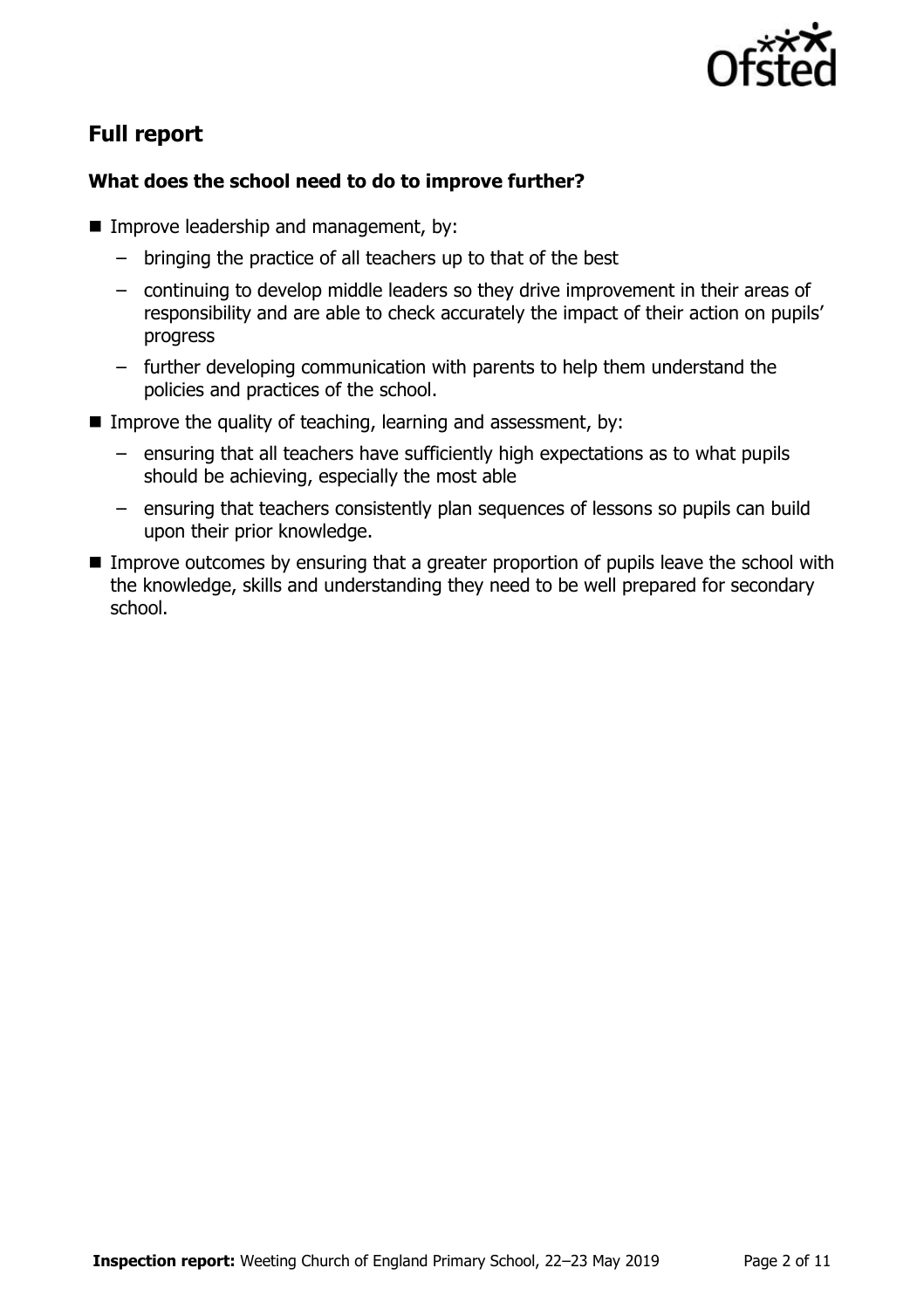## Full report

### What does the school need to do to improve further?

- Improve leadership and management, by:
  - bringing the practice of all teachers up to that of the best
  - continuing to develop middle leaders so they drive improvement in their areas of responsibility and are able to check accurately the impact of their action on pupils' progress
  - further developing communication with parents to help them understand the policies and practices of the school.
- Improve the quality of teaching, learning and assessment, by:
  - ensuring that all teachers have sufficiently high expectations as to what pupils should be achieving, especially the most able
  - ensuring that teachers consistently plan sequences of lessons so pupils can build upon their prior knowledge.
- Improve outcomes by ensuring that a greater proportion of pupils leave the school with the knowledge, skills and understanding they need to be well prepared for secondary school.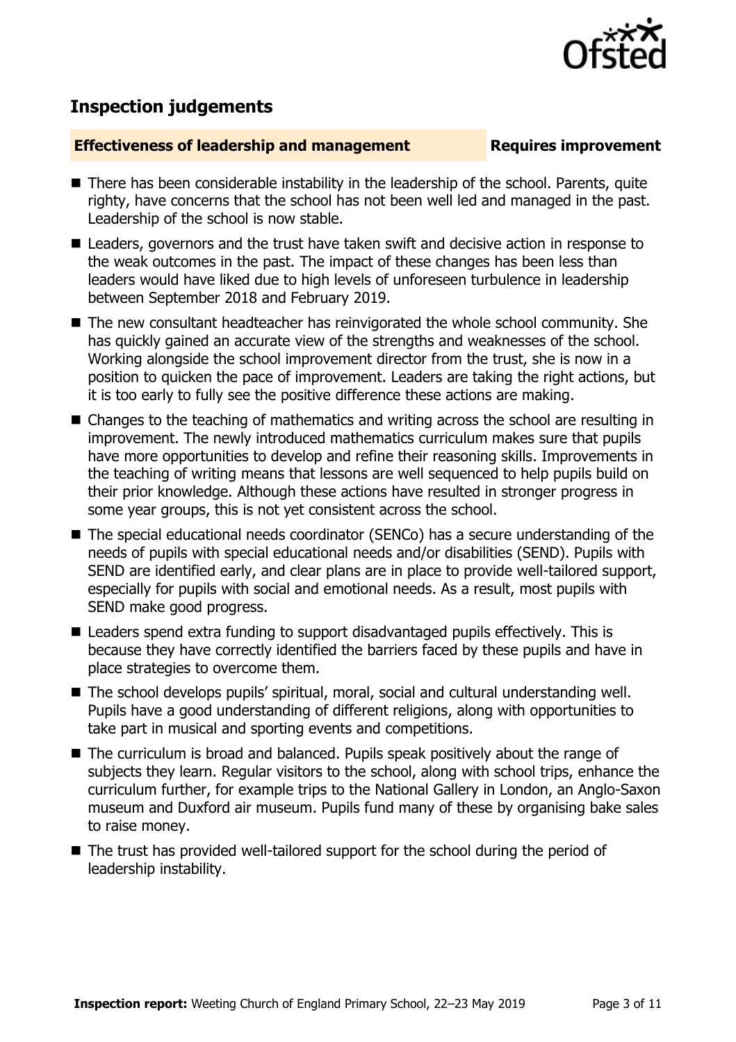## Inspection judgements

**Effectiveness of leadership and management** **Requires improvement**

- There has been considerable instability in the leadership of the school. Parents, quite righty, have concerns that the school has not been well led and managed in the past. Leadership of the school is now stable.
- Leaders, governors and the trust have taken swift and decisive action in response to the weak outcomes in the past. The impact of these changes has been less than leaders would have liked due to high levels of unforeseen turbulence in leadership between September 2018 and February 2019.
- The new consultant headteacher has reinvigorated the whole school community. She has quickly gained an accurate view of the strengths and weaknesses of the school. Working alongside the school improvement director from the trust, she is now in a position to quicken the pace of improvement. Leaders are taking the right actions, but it is too early to fully see the positive difference these actions are making.
- Changes to the teaching of mathematics and writing across the school are resulting in improvement. The newly introduced mathematics curriculum makes sure that pupils have more opportunities to develop and refine their reasoning skills. Improvements in the teaching of writing means that lessons are well sequenced to help pupils build on their prior knowledge. Although these actions have resulted in stronger progress in some year groups, this is not yet consistent across the school.
- The special educational needs coordinator (SENCo) has a secure understanding of the needs of pupils with special educational needs and/or disabilities (SEND). Pupils with SEND are identified early, and clear plans are in place to provide well-tailored support, especially for pupils with social and emotional needs. As a result, most pupils with SEND make good progress.
- Leaders spend extra funding to support disadvantaged pupils effectively. This is because they have correctly identified the barriers faced by these pupils and have in place strategies to overcome them.
- The school develops pupils' spiritual, moral, social and cultural understanding well. Pupils have a good understanding of different religions, along with opportunities to take part in musical and sporting events and competitions.
- The curriculum is broad and balanced. Pupils speak positively about the range of subjects they learn. Regular visitors to the school, along with school trips, enhance the curriculum further, for example trips to the National Gallery in London, an Anglo-Saxon museum and Duxford air museum. Pupils fund many of these by organising bake sales to raise money.
- The trust has provided well-tailored support for the school during the period of leadership instability.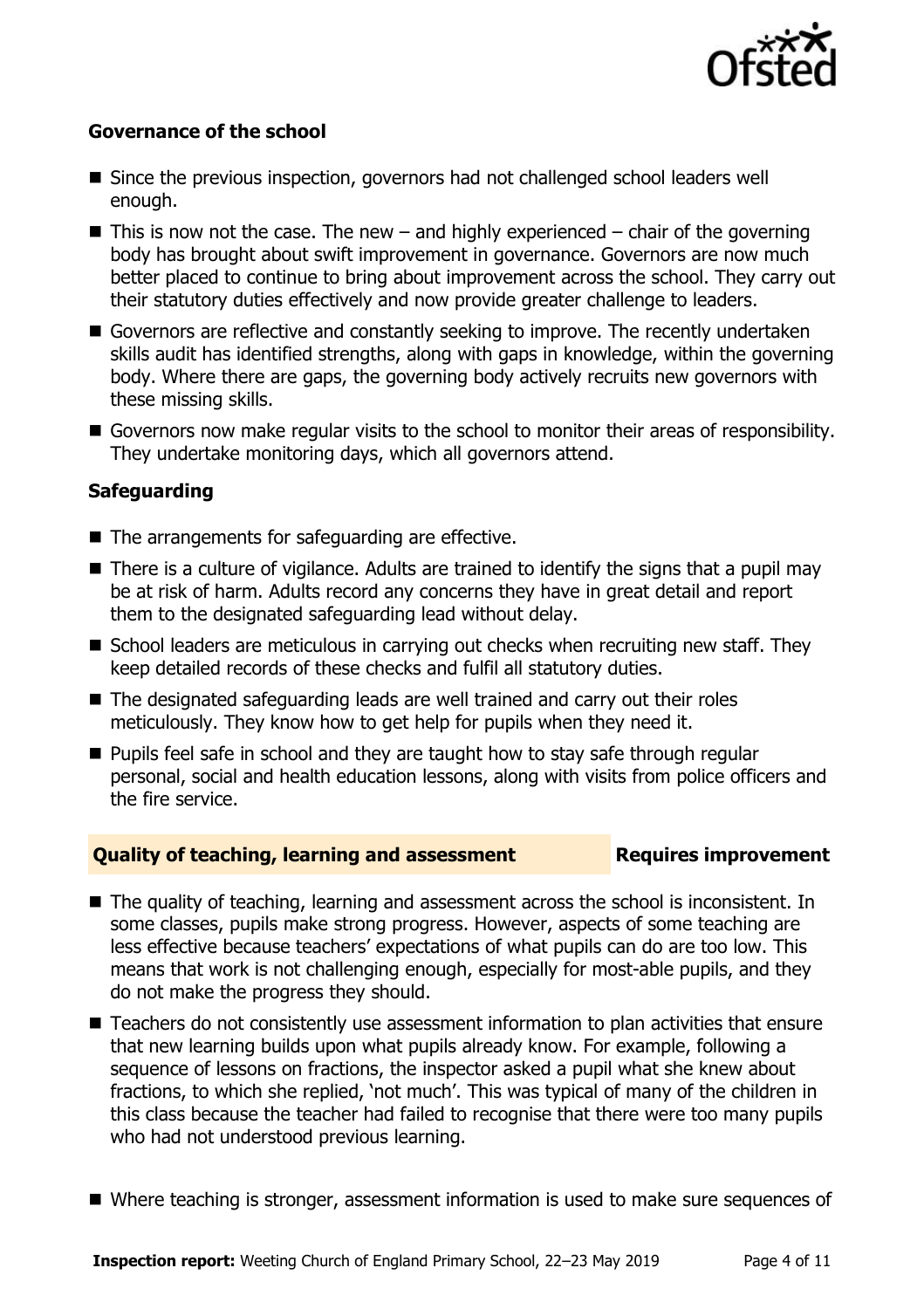### Governance of the school

- Since the previous inspection, governors had not challenged school leaders well enough.
- This is now not the case. The new – and highly experienced – chair of the governing body has brought about swift improvement in governance. Governors are now much better placed to continue to bring about improvement across the school. They carry out their statutory duties effectively and now provide greater challenge to leaders.
- Governors are reflective and constantly seeking to improve. The recently undertaken skills audit has identified strengths, along with gaps in knowledge, within the governing body. Where there are gaps, the governing body actively recruits new governors with these missing skills.
- Governors now make regular visits to the school to monitor their areas of responsibility. They undertake monitoring days, which all governors attend.

### Safeguarding

- The arrangements for safeguarding are effective.
- There is a culture of vigilance. Adults are trained to identify the signs that a pupil may be at risk of harm. Adults record any concerns they have in great detail and report them to the designated safeguarding lead without delay.
- School leaders are meticulous in carrying out checks when recruiting new staff. They keep detailed records of these checks and fulfil all statutory duties.
- The designated safeguarding leads are well trained and carry out their roles meticulously. They know how to get help for pupils when they need it.
- Pupils feel safe in school and they are taught how to stay safe through regular personal, social and health education lessons, along with visits from police officers and the fire service.

## Quality of teaching, learning and assessment — Requires improvement

- The quality of teaching, learning and assessment across the school is inconsistent. In some classes, pupils make strong progress. However, aspects of some teaching are less effective because teachers' expectations of what pupils can do are too low. This means that work is not challenging enough, especially for most-able pupils, and they do not make the progress they should.
- Teachers do not consistently use assessment information to plan activities that ensure that new learning builds upon what pupils already know. For example, following a sequence of lessons on fractions, the inspector asked a pupil what she knew about fractions, to which she replied, 'not much'. This was typical of many of the children in this class because the teacher had failed to recognise that there were too many pupils who had not understood previous learning.
- Where teaching is stronger, assessment information is used to make sure sequences of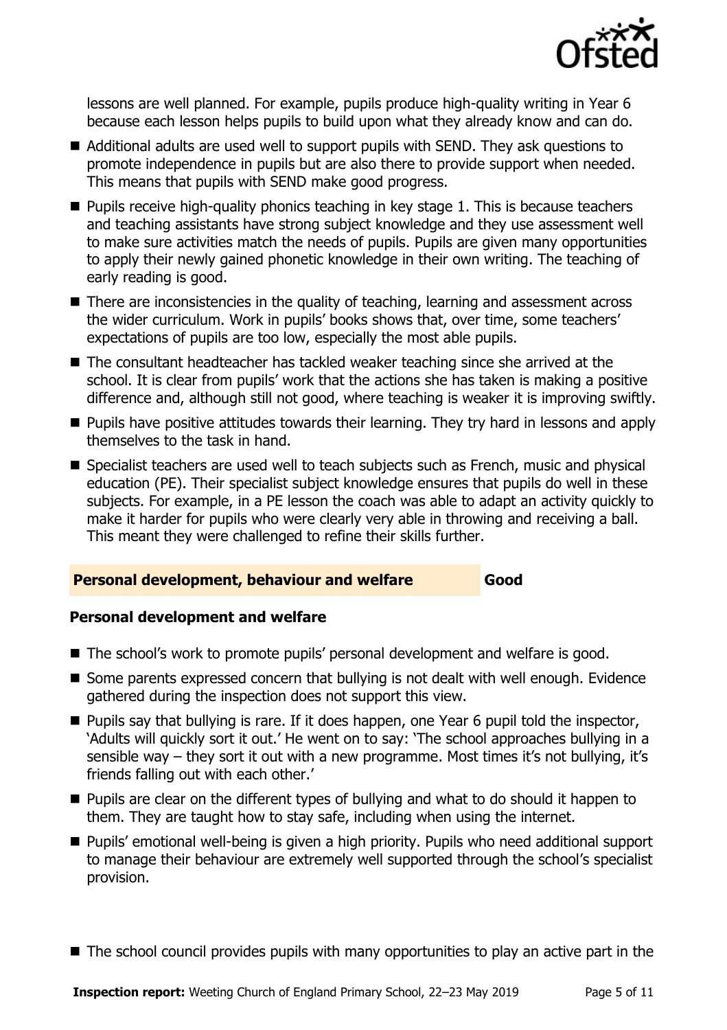lessons are well planned. For example, pupils produce high-quality writing in Year 6 because each lesson helps pupils to build upon what they already know and can do.

- Additional adults are used well to support pupils with SEND. They ask questions to promote independence in pupils but are also there to provide support when needed. This means that pupils with SEND make good progress.
- Pupils receive high-quality phonics teaching in key stage 1. This is because teachers and teaching assistants have strong subject knowledge and they use assessment well to make sure activities match the needs of pupils. Pupils are given many opportunities to apply their newly gained phonetic knowledge in their own writing. The teaching of early reading is good.
- There are inconsistencies in the quality of teaching, learning and assessment across the wider curriculum. Work in pupils' books shows that, over time, some teachers' expectations of pupils are too low, especially the most able pupils.
- The consultant headteacher has tackled weaker teaching since she arrived at the school. It is clear from pupils' work that the actions she has taken is making a positive difference and, although still not good, where teaching is weaker it is improving swiftly.
- Pupils have positive attitudes towards their learning. They try hard in lessons and apply themselves to the task in hand.
- Specialist teachers are used well to teach subjects such as French, music and physical education (PE). Their specialist subject knowledge ensures that pupils do well in these subjects. For example, in a PE lesson the coach was able to adapt an activity quickly to make it harder for pupils who were clearly very able in throwing and receiving a ball. This meant they were challenged to refine their skills further.

## Personal development, behaviour and welfare — Good

### Personal development and welfare

- The school's work to promote pupils' personal development and welfare is good.
- Some parents expressed concern that bullying is not dealt with well enough. Evidence gathered during the inspection does not support this view.
- Pupils say that bullying is rare. If it does happen, one Year 6 pupil told the inspector, 'Adults will quickly sort it out.' He went on to say: 'The school approaches bullying in a sensible way – they sort it out with a new programme. Most times it's not bullying, it's friends falling out with each other.'
- Pupils are clear on the different types of bullying and what to do should it happen to them. They are taught how to stay safe, including when using the internet.
- Pupils' emotional well-being is given a high priority. Pupils who need additional support to manage their behaviour are extremely well supported through the school's specialist provision.
- The school council provides pupils with many opportunities to play an active part in the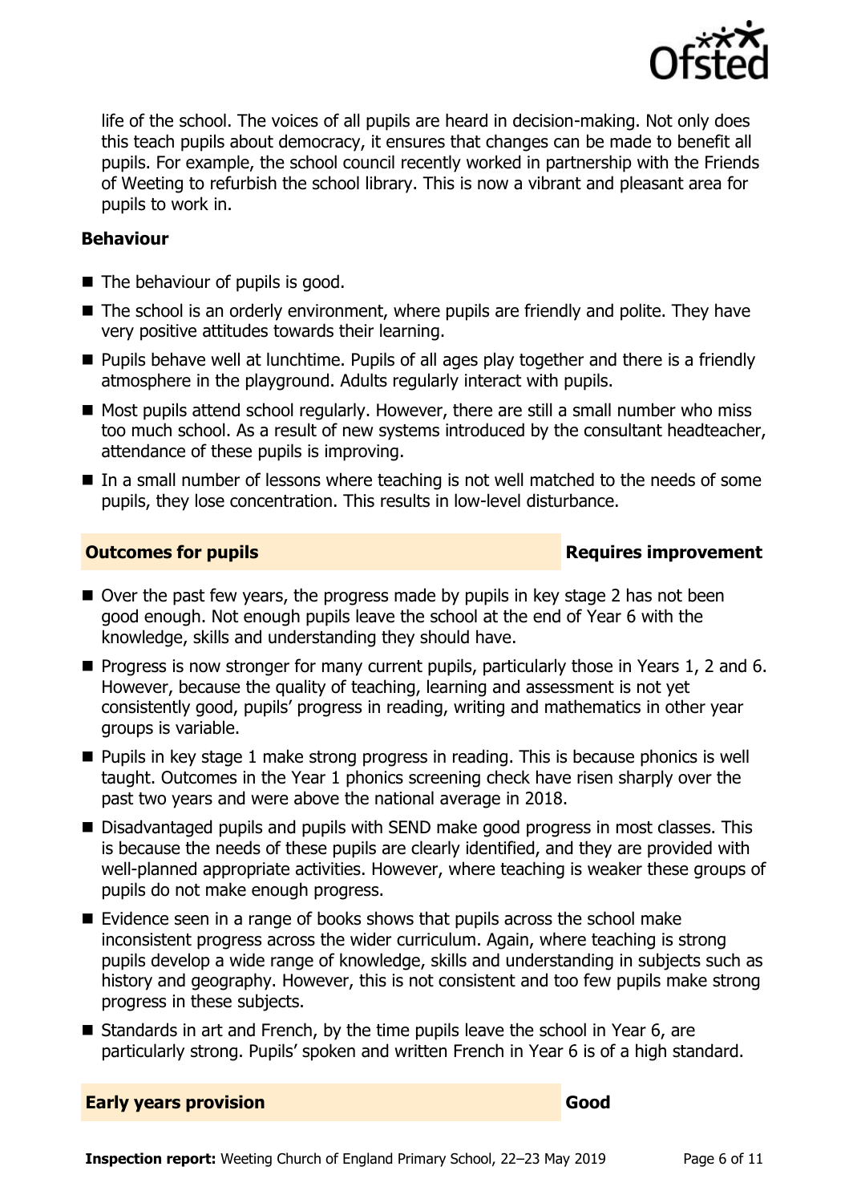life of the school. The voices of all pupils are heard in decision-making. Not only does this teach pupils about democracy, it ensures that changes can be made to benefit all pupils. For example, the school council recently worked in partnership with the Friends of Weeting to refurbish the school library. This is now a vibrant and pleasant area for pupils to work in.

### Behaviour

- The behaviour of pupils is good.
- The school is an orderly environment, where pupils are friendly and polite. They have very positive attitudes towards their learning.
- Pupils behave well at lunchtime. Pupils of all ages play together and there is a friendly atmosphere in the playground. Adults regularly interact with pupils.
- Most pupils attend school regularly. However, there are still a small number who miss too much school. As a result of new systems introduced by the consultant headteacher, attendance of these pupils is improving.
- In a small number of lessons where teaching is not well matched to the needs of some pupils, they lose concentration. This results in low-level disturbance.

## Outcomes for pupils — Requires improvement

- Over the past few years, the progress made by pupils in key stage 2 has not been good enough. Not enough pupils leave the school at the end of Year 6 with the knowledge, skills and understanding they should have.
- Progress is now stronger for many current pupils, particularly those in Years 1, 2 and 6. However, because the quality of teaching, learning and assessment is not yet consistently good, pupils' progress in reading, writing and mathematics in other year groups is variable.
- Pupils in key stage 1 make strong progress in reading. This is because phonics is well taught. Outcomes in the Year 1 phonics screening check have risen sharply over the past two years and were above the national average in 2018.
- Disadvantaged pupils and pupils with SEND make good progress in most classes. This is because the needs of these pupils are clearly identified, and they are provided with well-planned appropriate activities. However, where teaching is weaker these groups of pupils do not make enough progress.
- Evidence seen in a range of books shows that pupils across the school make inconsistent progress across the wider curriculum. Again, where teaching is strong pupils develop a wide range of knowledge, skills and understanding in subjects such as history and geography. However, this is not consistent and too few pupils make strong progress in these subjects.
- Standards in art and French, by the time pupils leave the school in Year 6, are particularly strong. Pupils' spoken and written French in Year 6 is of a high standard.

## Early years provision — Good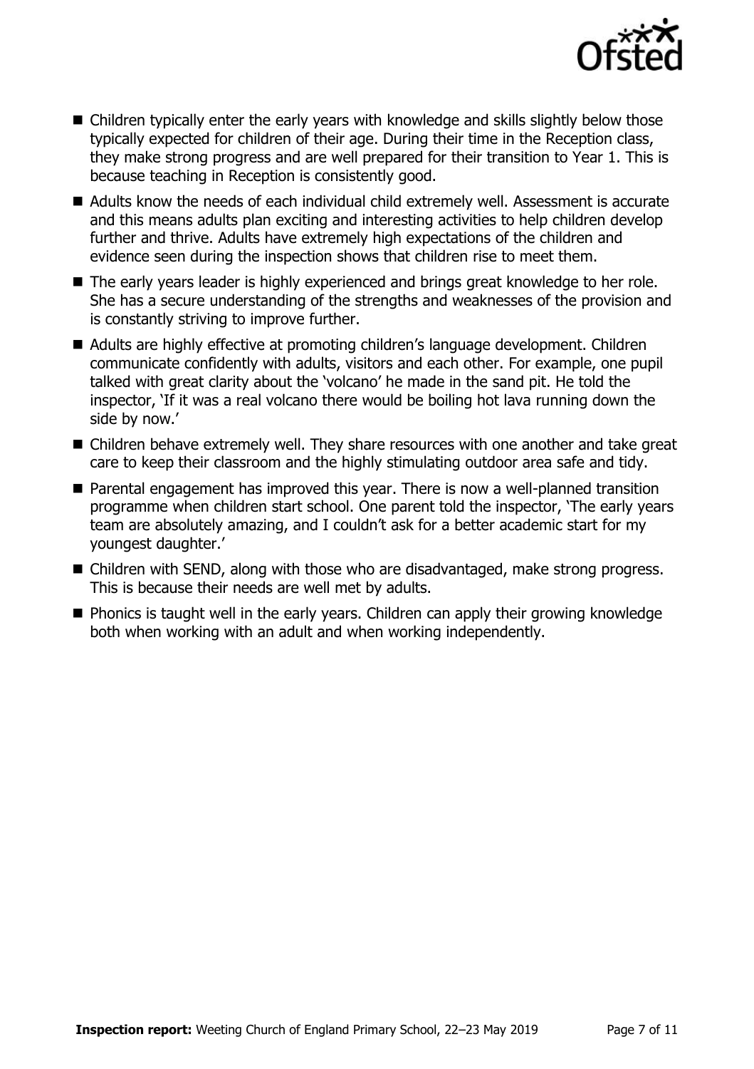- Children typically enter the early years with knowledge and skills slightly below those typically expected for children of their age. During their time in the Reception class, they make strong progress and are well prepared for their transition to Year 1. This is because teaching in Reception is consistently good.
- Adults know the needs of each individual child extremely well. Assessment is accurate and this means adults plan exciting and interesting activities to help children develop further and thrive. Adults have extremely high expectations of the children and evidence seen during the inspection shows that children rise to meet them.
- The early years leader is highly experienced and brings great knowledge to her role. She has a secure understanding of the strengths and weaknesses of the provision and is constantly striving to improve further.
- Adults are highly effective at promoting children's language development. Children communicate confidently with adults, visitors and each other. For example, one pupil talked with great clarity about the 'volcano' he made in the sand pit. He told the inspector, 'If it was a real volcano there would be boiling hot lava running down the side by now.'
- Children behave extremely well. They share resources with one another and take great care to keep their classroom and the highly stimulating outdoor area safe and tidy.
- Parental engagement has improved this year. There is now a well-planned transition programme when children start school. One parent told the inspector, 'The early years team are absolutely amazing, and I couldn't ask for a better academic start for my youngest daughter.'
- Children with SEND, along with those who are disadvantaged, make strong progress. This is because their needs are well met by adults.
- Phonics is taught well in the early years. Children can apply their growing knowledge both when working with an adult and when working independently.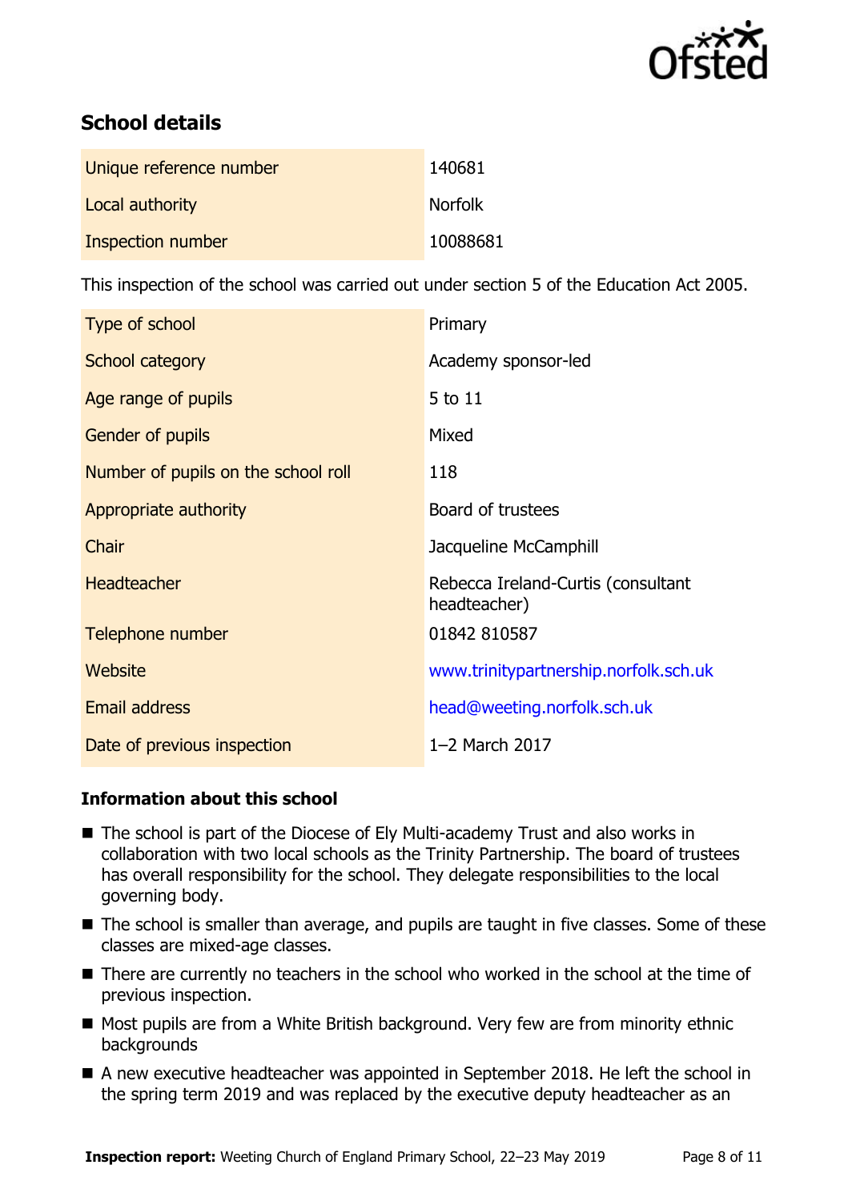## School details

| | |
|---|---|
| Unique reference number | 140681 |
| Local authority | Norfolk |
| Inspection number | 10088681 |

This inspection of the school was carried out under section 5 of the Education Act 2005.

| | |
|---|---|
| Type of school | Primary |
| School category | Academy sponsor-led |
| Age range of pupils | 5 to 11 |
| Gender of pupils | Mixed |
| Number of pupils on the school roll | 118 |
| Appropriate authority | Board of trustees |
| Chair | Jacqueline McCamphill |
| Headteacher | Rebecca Ireland-Curtis (consultant headteacher) |
| Telephone number | 01842 810587 |
| Website | www.trinitypartnership.norfolk.sch.uk |
| Email address | head@weeting.norfolk.sch.uk |
| Date of previous inspection | 1–2 March 2017 |

### Information about this school

- The school is part of the Diocese of Ely Multi-academy Trust and also works in collaboration with two local schools as the Trinity Partnership. The board of trustees has overall responsibility for the school. They delegate responsibilities to the local governing body.
- The school is smaller than average, and pupils are taught in five classes. Some of these classes are mixed-age classes.
- There are currently no teachers in the school who worked in the school at the time of previous inspection.
- Most pupils are from a White British background. Very few are from minority ethnic backgrounds
- A new executive headteacher was appointed in September 2018. He left the school in the spring term 2019 and was replaced by the executive deputy headteacher as an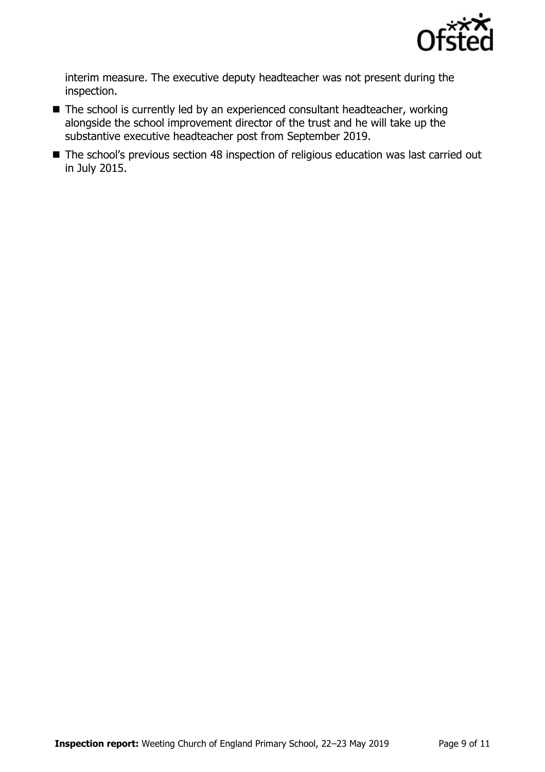interim measure. The executive deputy headteacher was not present during the inspection.

- The school is currently led by an experienced consultant headteacher, working alongside the school improvement director of the trust and he will take up the substantive executive headteacher post from September 2019.
- The school's previous section 48 inspection of religious education was last carried out in July 2015.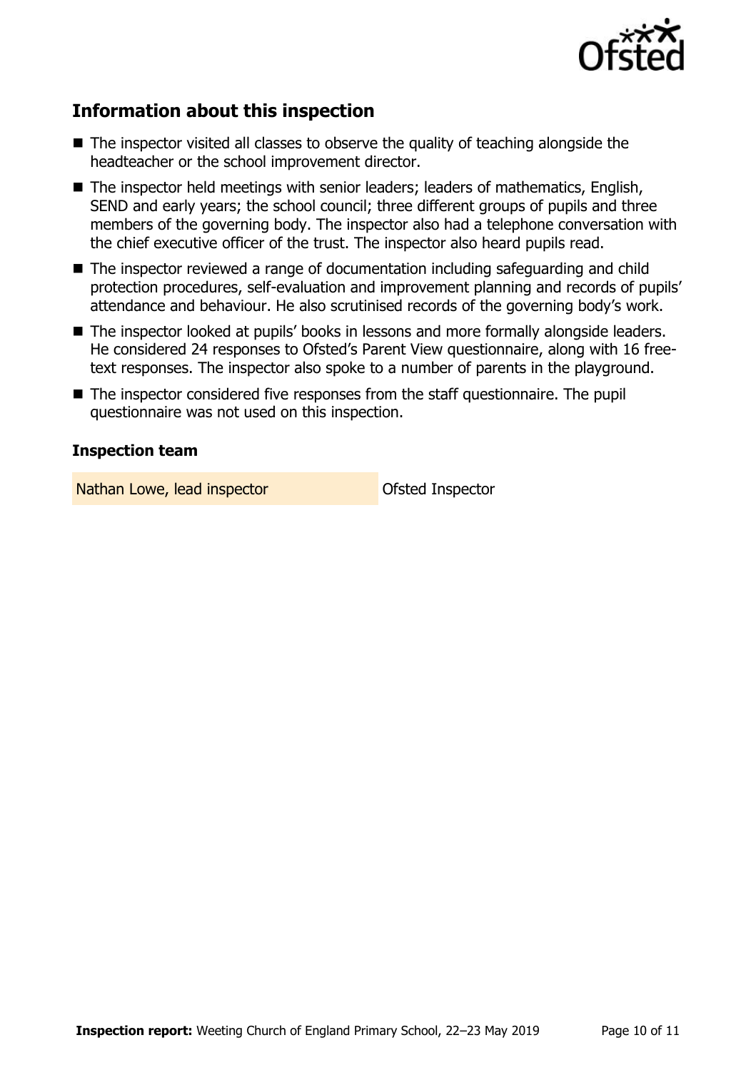## Information about this inspection

- The inspector visited all classes to observe the quality of teaching alongside the headteacher or the school improvement director.
- The inspector held meetings with senior leaders; leaders of mathematics, English, SEND and early years; the school council; three different groups of pupils and three members of the governing body. The inspector also had a telephone conversation with the chief executive officer of the trust. The inspector also heard pupils read.
- The inspector reviewed a range of documentation including safeguarding and child protection procedures, self-evaluation and improvement planning and records of pupils' attendance and behaviour. He also scrutinised records of the governing body's work.
- The inspector looked at pupils' books in lessons and more formally alongside leaders. He considered 24 responses to Ofsted's Parent View questionnaire, along with 16 free-text responses. The inspector also spoke to a number of parents in the playground.
- The inspector considered five responses from the staff questionnaire. The pupil questionnaire was not used on this inspection.

### Inspection team

| | |
|---|---|
| Nathan Lowe, lead inspector | Ofsted Inspector |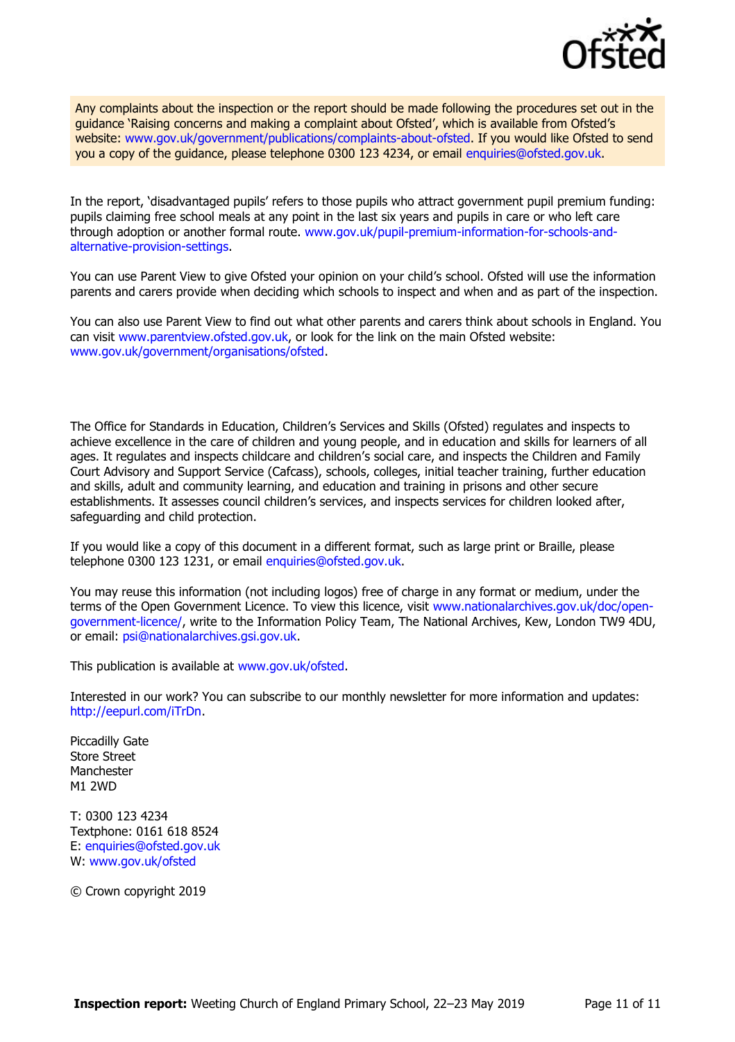Any complaints about the inspection or the report should be made following the procedures set out in the guidance 'Raising concerns and making a complaint about Ofsted', which is available from Ofsted's website: www.gov.uk/government/publications/complaints-about-ofsted. If you would like Ofsted to send you a copy of the guidance, please telephone 0300 123 4234, or email enquiries@ofsted.gov.uk.

In the report, 'disadvantaged pupils' refers to those pupils who attract government pupil premium funding: pupils claiming free school meals at any point in the last six years and pupils in care or who left care through adoption or another formal route. www.gov.uk/pupil-premium-information-for-schools-and-alternative-provision-settings.

You can use Parent View to give Ofsted your opinion on your child's school. Ofsted will use the information parents and carers provide when deciding which schools to inspect and when and as part of the inspection.

You can also use Parent View to find out what other parents and carers think about schools in England. You can visit www.parentview.ofsted.gov.uk, or look for the link on the main Ofsted website: www.gov.uk/government/organisations/ofsted.

The Office for Standards in Education, Children's Services and Skills (Ofsted) regulates and inspects to achieve excellence in the care of children and young people, and in education and skills for learners of all ages. It regulates and inspects childcare and children's social care, and inspects the Children and Family Court Advisory and Support Service (Cafcass), schools, colleges, initial teacher training, further education and skills, adult and community learning, and education and training in prisons and other secure establishments. It assesses council children's services, and inspects services for children looked after, safeguarding and child protection.

If you would like a copy of this document in a different format, such as large print or Braille, please telephone 0300 123 1231, or email enquiries@ofsted.gov.uk.

You may reuse this information (not including logos) free of charge in any format or medium, under the terms of the Open Government Licence. To view this licence, visit www.nationalarchives.gov.uk/doc/open-government-licence/, write to the Information Policy Team, The National Archives, Kew, London TW9 4DU, or email: psi@nationalarchives.gsi.gov.uk.

This publication is available at www.gov.uk/ofsted.

Interested in our work? You can subscribe to our monthly newsletter for more information and updates: http://eepurl.com/iTrDn.

Piccadilly Gate
Store Street
Manchester
M1 2WD

T: 0300 123 4234
Textphone: 0161 618 8524
E: enquiries@ofsted.gov.uk
W: www.gov.uk/ofsted

© Crown copyright 2019